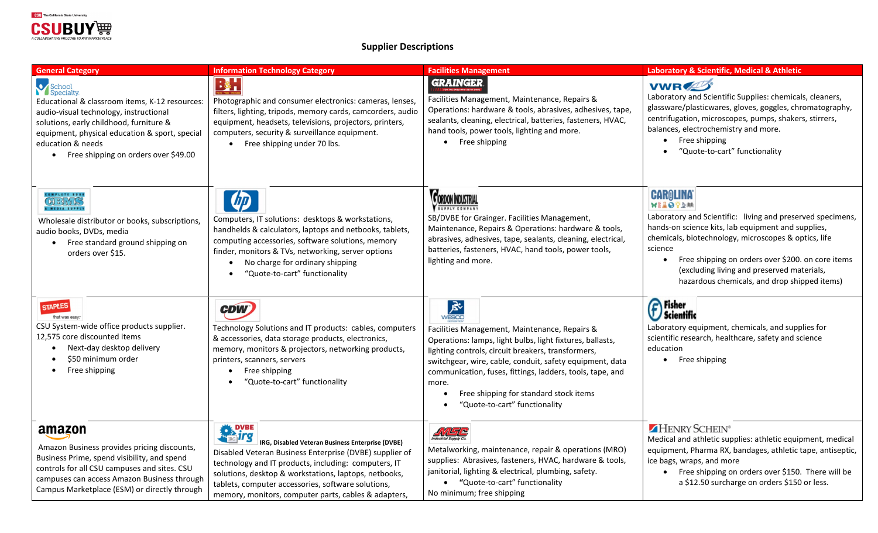## Supplier Descriptions

| General Category | Information Technology Category | Facilities Management | Laboratory & Scientific, Medical & Athletic |
|---|---|---|---|
| **School Specialty**<br>Educational & classroom items, K-12 resources: audio-visual technology, instructional solutions, early childhood, furniture & equipment, physical education & sport, special education & needs<br>• Free shipping on orders over $49.00 | **B&H**<br>Photographic and consumer electronics: cameras, lenses, filters, lighting, tripods, memory cards, camcorders, audio equipment, headsets, televisions, projectors, printers, computers, security & surveillance equipment.<br>• Free shipping under 70 lbs. | **GRAINGER**<br>Facilities Management, Maintenance, Repairs & Operations: hardware & tools, abrasives, adhesives, tape, sealants, cleaning, electrical, batteries, fasteners, HVAC, hand tools, power tools, lighting and more.<br>• Free shipping | **VWR**<br>Laboratory and Scientific Supplies: chemicals, cleaners, glassware/plasticwares, gloves, goggles, chromatography, centrifugation, microscopes, pumps, shakers, stirrers, balances, electrochemistry and more.<br>• Free shipping<br>• "Quote-to-cart" functionality |
| **CBMS**<br>Wholesale distributor or books, subscriptions, audio books, DVDs, media<br>• Free standard ground shipping on orders over $15. | **hp**<br>Computers, IT solutions: desktops & workstations, handhelds & calculators, laptops and netbooks, tablets, computing accessories, software solutions, memory finder, monitors & TVs, networking, server options<br>• No charge for ordinary shipping<br>• "Quote-to-cart" functionality | **Gordon Industrial**<br>SB/DVBE for Grainger. Facilities Management, Maintenance, Repairs & Operations: hardware & tools, abrasives, adhesives, tape, sealants, cleaning, electrical, batteries, fasteners, HVAC, hand tools, power tools, lighting and more. | **CAROLINA**<br>Laboratory and Scientific: living and preserved specimens, hands-on science kits, lab equipment and supplies, chemicals, biotechnology, microscopes & optics, life science<br>• Free shipping on orders over $200. on core items (excluding living and preserved materials, hazardous chemicals, and drop shipped items) |
| **STAPLES**<br>CSU System-wide office products supplier. 12,575 core discounted items<br>• Next-day desktop delivery<br>• $50 minimum order<br>• Free shipping | **CDW**<br>Technology Solutions and IT products: cables, computers & accessories, data storage products, electronics, memory, monitors & projectors, networking products, printers, scanners, servers<br>• Free shipping<br>• "Quote-to-cart" functionality | **WESCO**<br>Facilities Management, Maintenance, Repairs & Operations: lamps, light bulbs, light fixtures, ballasts, lighting controls, circuit breakers, transformers, switchgear, wire, cable, conduit, safety equipment, data communication, fuses, fittings, ladders, tools, tape, and more.<br>• Free shipping for standard stock items<br>• "Quote-to-cart" functionality | **Fisher Scientific**<br>Laboratory equipment, chemicals, and supplies for scientific research, healthcare, safety and science education<br>• Free shipping |
| **amazon**<br>Amazon Business provides pricing discounts, Business Prime, spend visibility, and spend controls for all CSU campuses and sites. CSU campuses can access Amazon Business through Campus Marketplace (ESM) or directly through | **DVBE irg**<br>**IRG, Disabled Veteran Business Enterprise (DVBE)**<br>Disabled Veteran Business Enterprise (DVBE) supplier of technology and IT products, including: computers, IT solutions, desktop & workstations, laptops, netbooks, tablets, computer accessories, software solutions, memory, monitors, computer parts, cables & adapters, | **MSC Industrial Supply Co.**<br>Metalworking, maintenance, repair & operations (MRO) supplies: Abrasives, fasteners, HVAC, hardware & tools, janitorial, lighting & electrical, plumbing, safety.<br>• "Quote-to-cart" functionality<br>No minimum; free shipping | **HENRY SCHEIN®**<br>Medical and athletic supplies: athletic equipment, medical equipment, Pharma RX, bandages, athletic tape, antiseptic, ice bags, wraps, and more<br>• Free shipping on orders over $150. There will be a $12.50 surcharge on orders $150 or less. |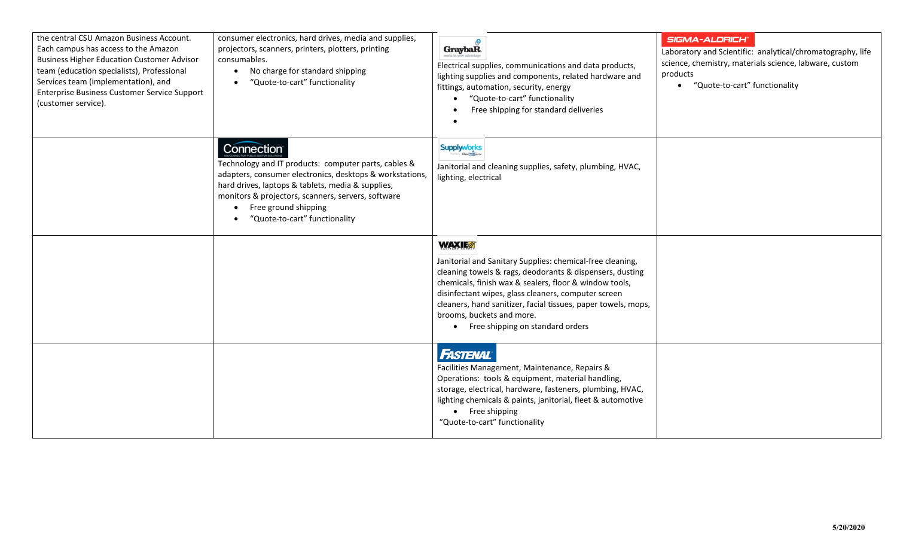| | | | |
|---|---|---|---|
| the central CSU Amazon Business Account. Each campus has access to the Amazon Business Higher Education Customer Advisor team (education specialists), Professional Services team (implementation), and Enterprise Business Customer Service Support (customer service). | consumer electronics, hard drives, media and supplies, projectors, scanners, printers, plotters, printing consumables.<br>• No charge for standard shipping<br>• "Quote-to-cart" functionality | GraybaR<br>Electrical supplies, communications and data products, lighting supplies and components, related hardware and fittings, automation, security, energy<br>• "Quote-to-cart" functionality<br>• Free shipping for standard deliveries | SIGMA-ALDRICH<br>Laboratory and Scientific: analytical/chromatography, life science, chemistry, materials science, labware, custom products<br>• "Quote-to-cart" functionality |
| | Connection<br>Technology and IT products: computer parts, cables & adapters, consumer electronics, desktops & workstations, hard drives, laptops & tablets, media & supplies, monitors & projectors, scanners, servers, software<br>• Free ground shipping<br>• "Quote-to-cart" functionality | SupplyWorks<br>Janitorial and cleaning supplies, safety, plumbing, HVAC, lighting, electrical | |
| | | WAXIE<br>Janitorial and Sanitary Supplies: chemical-free cleaning, cleaning towels & rags, deodorants & dispensers, dusting chemicals, finish wax & sealers, floor & window tools, disinfectant wipes, glass cleaners, computer screen cleaners, hand sanitizer, facial tissues, paper towels, mops, brooms, buckets and more.<br>• Free shipping on standard orders | |
| | | FASTENAL<br>Facilities Management, Maintenance, Repairs & Operations: tools & equipment, material handling, storage, electrical, hardware, fasteners, plumbing, HVAC, lighting chemicals & paints, janitorial, fleet & automotive<br>• Free shipping<br>"Quote-to-cart" functionality | |

5/20/2020